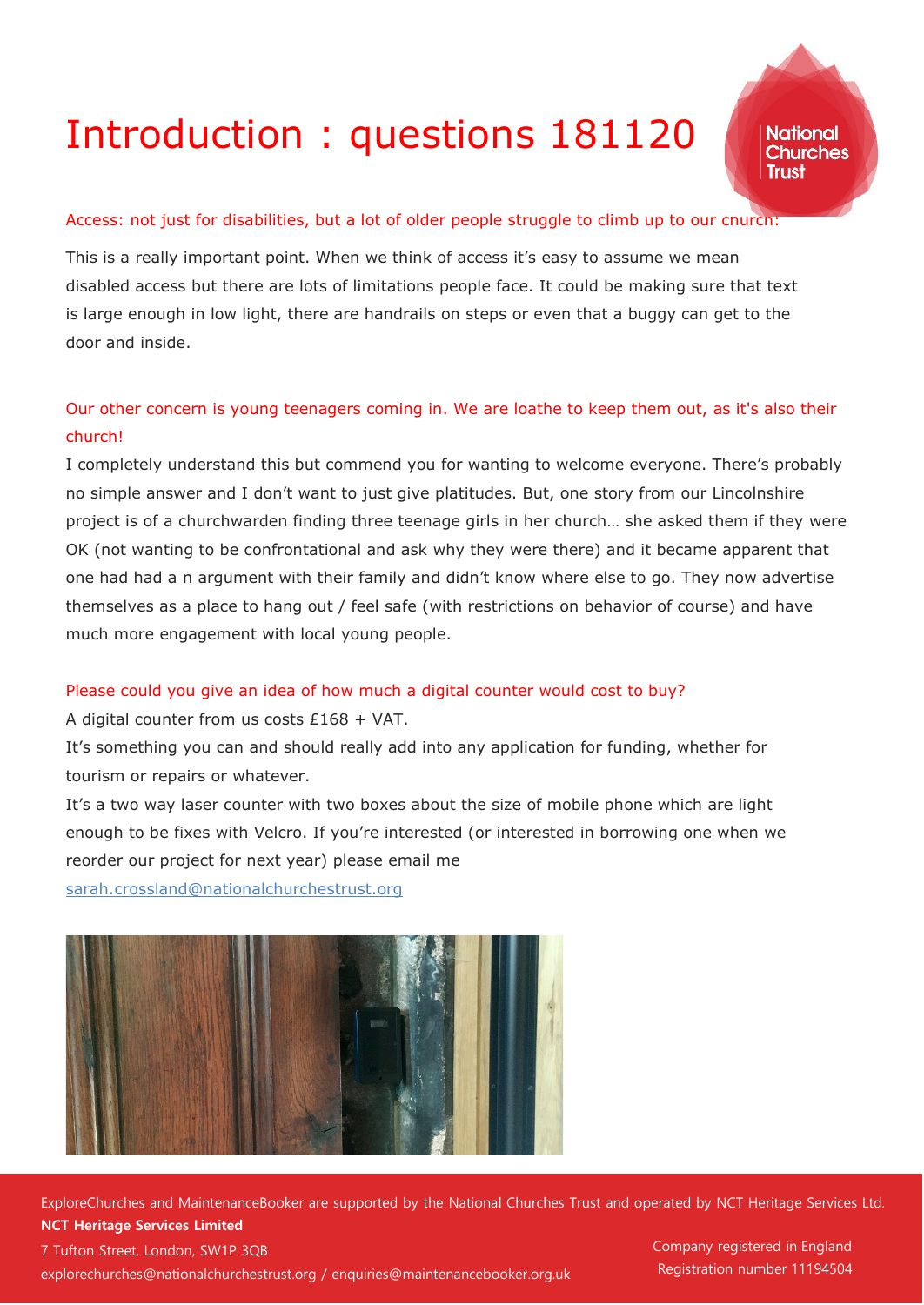# Introduction : questions 181120

Access: not just for disabilities, but a lot of older people struggle to climb up to our cnurch:

This is a really important point. When we think of access it's easy to assume we mean disabled access but there are lots of limitations people face. It could be making sure that text is large enough in low light, there are handrails on steps or even that a buggy can get to the door and inside.

Our other concern is young teenagers coming in. We are loathe to keep them out, as it's also their church!

I completely understand this but commend you for wanting to welcome everyone. There's probably no simple answer and I don't want to just give platitudes. But, one story from our Lincolnshire project is of a churchwarden finding three teenage girls in her church… she asked them if they were OK (not wanting to be confrontational and ask why they were there) and it became apparent that one had had a n argument with their family and didn't know where else to go. They now advertise themselves as a place to hang out / feel safe (with restrictions on behavior of course) and have much more engagement with local young people.

Please could you give an idea of how much a digital counter would cost to buy?

A digital counter from us costs £168 + VAT.

It's something you can and should really add into any application for funding, whether for tourism or repairs or whatever.

It's a two way laser counter with two boxes about the size of mobile phone which are light enough to be fixes with Velcro. If you're interested (or interested in borrowing one when we reorder our project for next year) please email me [sarah.crossland@nationalchurchestrust.org](mailto:sarah.crossland@nationalchurchestrust.org)

ExploreChurches and MaintenanceBooker are supported by the National Churches Trust and operated by NCT Heritage Services Ltd.
**NCT Heritage Services Limited**
7 Tufton Street, London, SW1P 3QB
explorechurches@nationalchurchestrust.org / enquiries@maintenancebooker.org.uk

Company registered in England
Registration number 11194504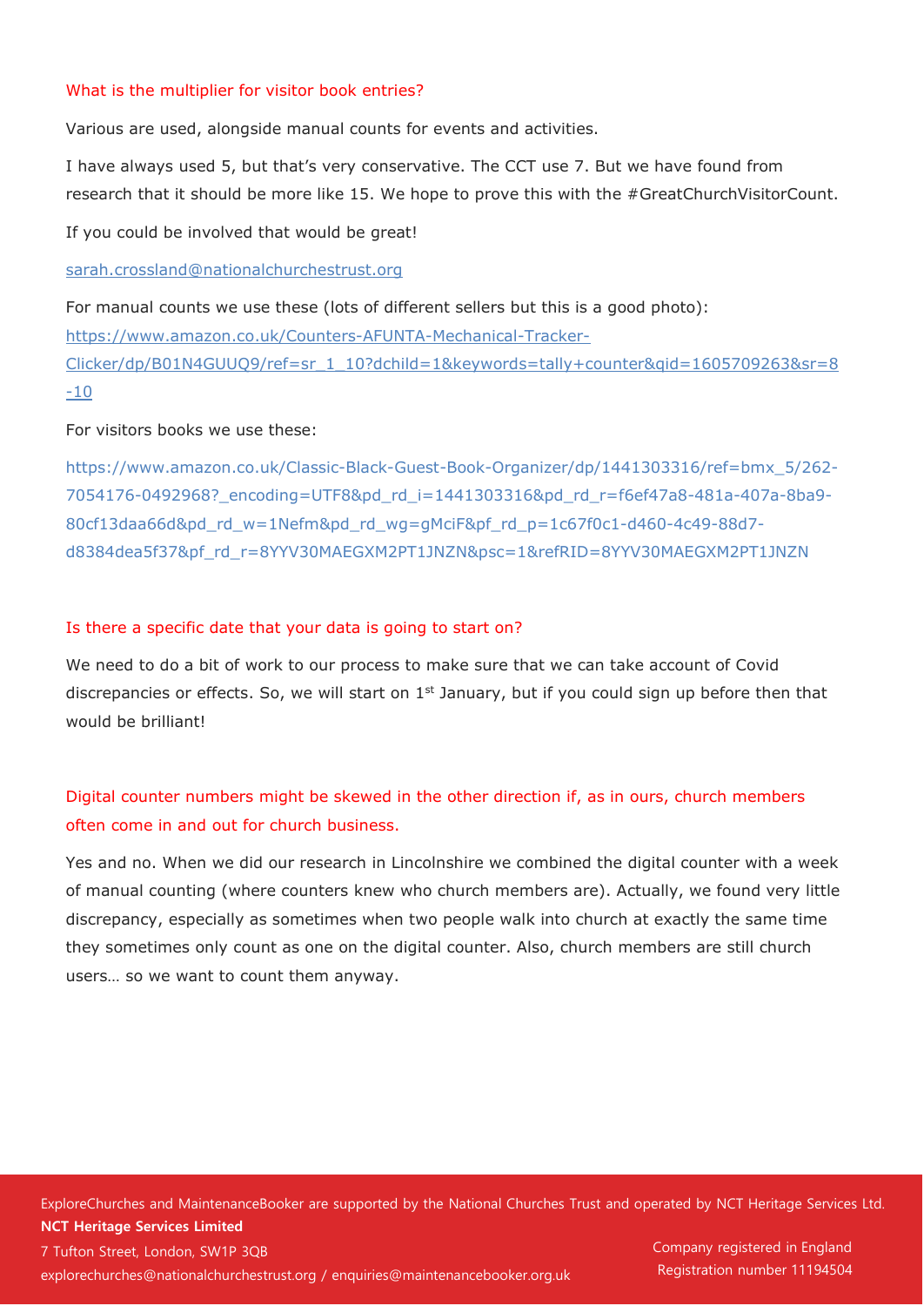### What is the multiplier for visitor book entries?

Various are used, alongside manual counts for events and activities.

I have always used 5, but that's very conservative. The CCT use 7. But we have found from research that it should be more like 15. We hope to prove this with the #GreatChurchVisitorCount.

If you could be involved that would be great!

sarah.crossland@nationalchurchestrust.org

For manual counts we use these (lots of different sellers but this is a good photo): https://www.amazon.co.uk/Counters-AFUNTA-Mechanical-Tracker-Clicker/dp/B01N4GUUQ9/ref=sr_1_10?dchild=1&keywords=tally+counter&qid=1605709263&sr=8-10

For visitors books we use these:

https://www.amazon.co.uk/Classic-Black-Guest-Book-Organizer/dp/1441303316/ref=bmx_5/262-7054176-0492968?_encoding=UTF8&pd_rd_i=1441303316&pd_rd_r=f6ef47a8-481a-407a-8ba9-80cf13daa66d&pd_rd_w=1Nefm&pd_rd_wg=gMciF&pf_rd_p=1c67f0c1-d460-4c49-88d7-d8384dea5f37&pf_rd_r=8YYV30MAEGXM2PT1JNZN&psc=1&refRID=8YYV30MAEGXM2PT1JNZN

### Is there a specific date that your data is going to start on?

We need to do a bit of work to our process to make sure that we can take account of Covid discrepancies or effects. So, we will start on 1st January, but if you could sign up before then that would be brilliant!

### Digital counter numbers might be skewed in the other direction if, as in ours, church members often come in and out for church business.

Yes and no. When we did our research in Lincolnshire we combined the digital counter with a week of manual counting (where counters knew who church members are). Actually, we found very little discrepancy, especially as sometimes when two people walk into church at exactly the same time they sometimes only count as one on the digital counter. Also, church members are still church users… so we want to count them anyway.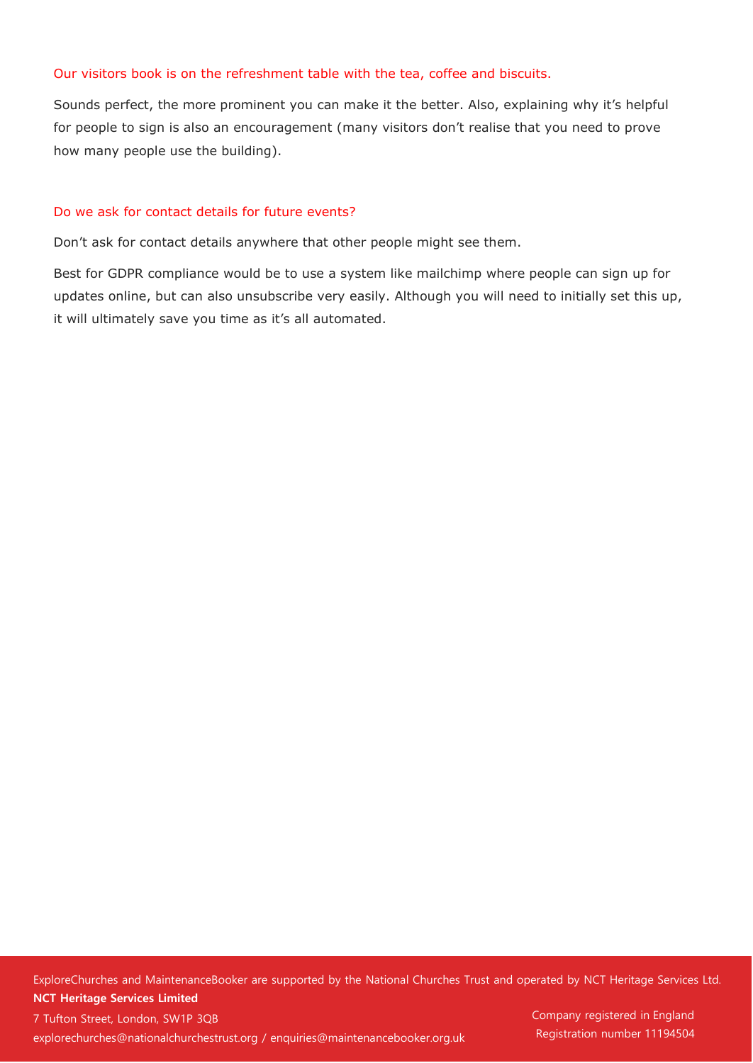Our visitors book is on the refreshment table with the tea, coffee and biscuits.

Sounds perfect, the more prominent you can make it the better. Also, explaining why it's helpful for people to sign is also an encouragement (many visitors don't realise that you need to prove how many people use the building).

Do we ask for contact details for future events?

Don't ask for contact details anywhere that other people might see them.

Best for GDPR compliance would be to use a system like mailchimp where people can sign up for updates online, but can also unsubscribe very easily. Although you will need to initially set this up, it will ultimately save you time as it's all automated.